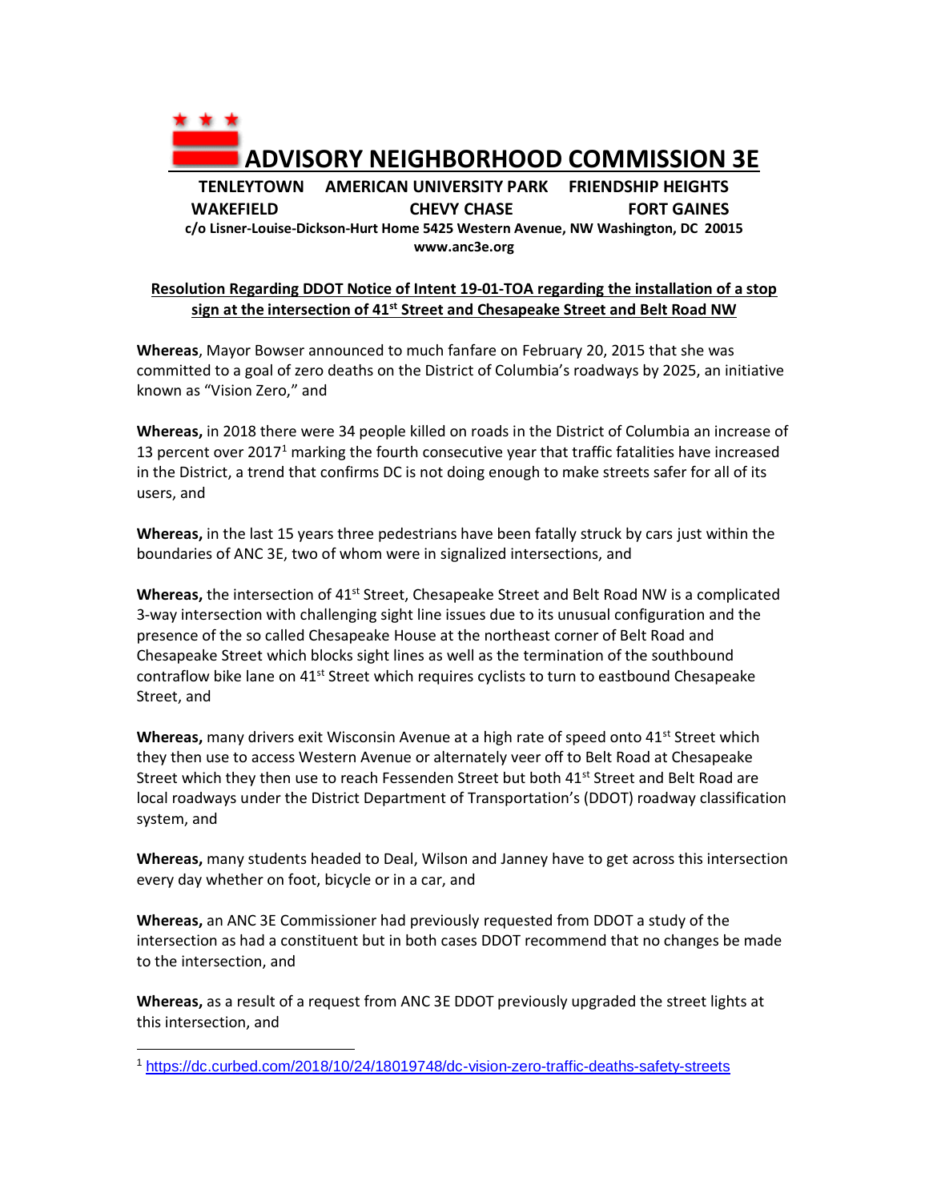# ADVISORY NEIGHBORHOOD COMMISSION 3E

**TENLEYTOWN AMERICAN UNIVERSITY PARK FRIENDSHIP HEIGHTS**
**WAKEFIELD CHEVY CHASE FORT GAINES**

**c/o Lisner-Louise-Dickson-Hurt Home 5425 Western Avenue, NW Washington, DC 20015**
**www.anc3e.org**

**Resolution Regarding DDOT Notice of Intent 19-01-TOA regarding the installation of a stop sign at the intersection of 41st Street and Chesapeake Street and Belt Road NW**

**Whereas**, Mayor Bowser announced to much fanfare on February 20, 2015 that she was committed to a goal of zero deaths on the District of Columbia's roadways by 2025, an initiative known as "Vision Zero," and

**Whereas,** in 2018 there were 34 people killed on roads in the District of Columbia an increase of 13 percent over 2017[1] marking the fourth consecutive year that traffic fatalities have increased in the District, a trend that confirms DC is not doing enough to make streets safer for all of its users, and

**Whereas,** in the last 15 years three pedestrians have been fatally struck by cars just within the boundaries of ANC 3E, two of whom were in signalized intersections, and

**Whereas,** the intersection of 41st Street, Chesapeake Street and Belt Road NW is a complicated 3-way intersection with challenging sight line issues due to its unusual configuration and the presence of the so called Chesapeake House at the northeast corner of Belt Road and Chesapeake Street which blocks sight lines as well as the termination of the southbound contraflow bike lane on 41st Street which requires cyclists to turn to eastbound Chesapeake Street, and

**Whereas,** many drivers exit Wisconsin Avenue at a high rate of speed onto 41st Street which they then use to access Western Avenue or alternately veer off to Belt Road at Chesapeake Street which they then use to reach Fessenden Street but both 41st Street and Belt Road are local roadways under the District Department of Transportation's (DDOT) roadway classification system, and

**Whereas,** many students headed to Deal, Wilson and Janney have to get across this intersection every day whether on foot, bicycle or in a car, and

**Whereas,** an ANC 3E Commissioner had previously requested from DDOT a study of the intersection as had a constituent but in both cases DDOT recommend that no changes be made to the intersection, and

**Whereas,** as a result of a request from ANC 3E DDOT previously upgraded the street lights at this intersection, and

[1] https://dc.curbed.com/2018/10/24/18019748/dc-vision-zero-traffic-deaths-safety-streets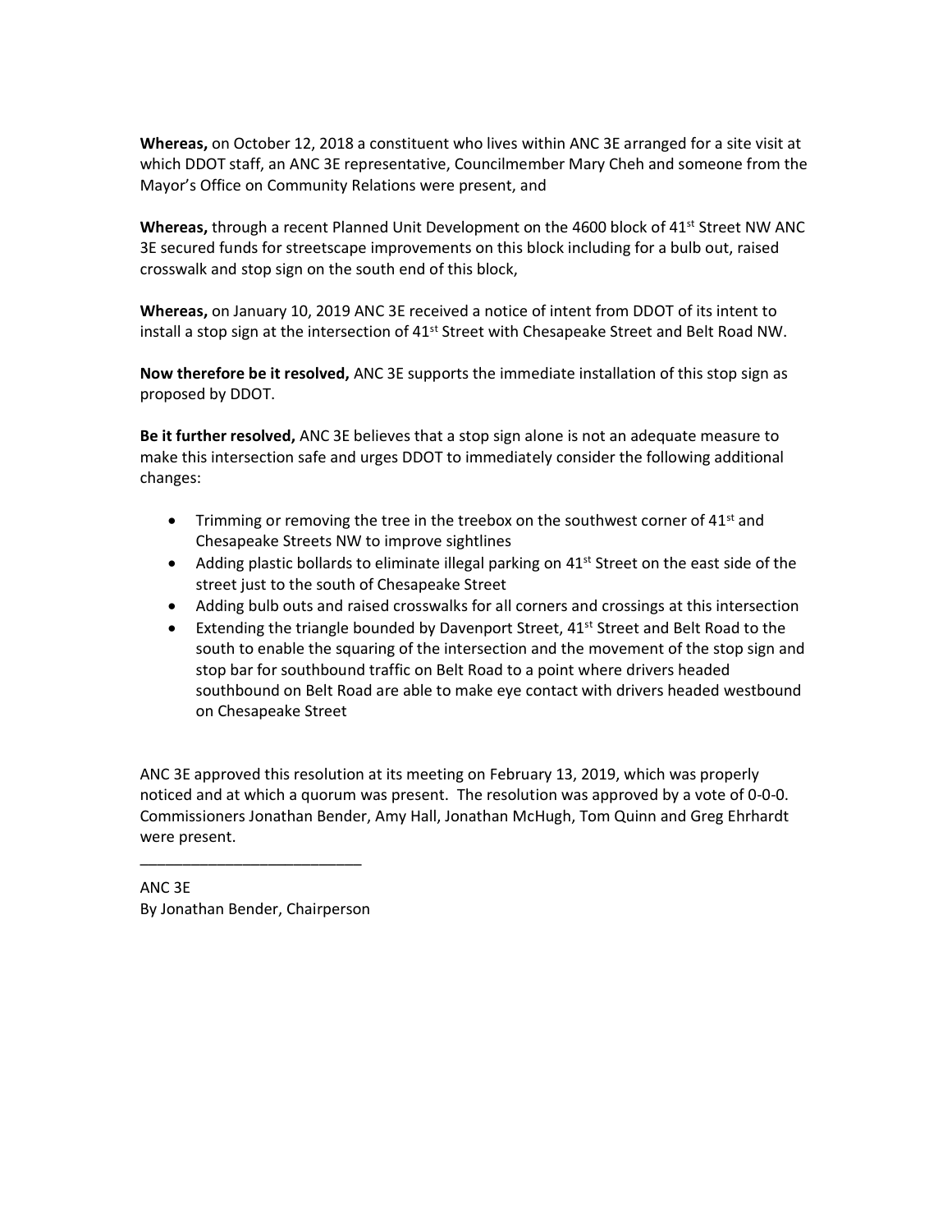**Whereas,** on October 12, 2018 a constituent who lives within ANC 3E arranged for a site visit at which DDOT staff, an ANC 3E representative, Councilmember Mary Cheh and someone from the Mayor's Office on Community Relations were present, and

**Whereas,** through a recent Planned Unit Development on the 4600 block of 41st Street NW ANC 3E secured funds for streetscape improvements on this block including for a bulb out, raised crosswalk and stop sign on the south end of this block,

**Whereas,** on January 10, 2019 ANC 3E received a notice of intent from DDOT of its intent to install a stop sign at the intersection of 41st Street with Chesapeake Street and Belt Road NW.

**Now therefore be it resolved,** ANC 3E supports the immediate installation of this stop sign as proposed by DDOT.

**Be it further resolved,** ANC 3E believes that a stop sign alone is not an adequate measure to make this intersection safe and urges DDOT to immediately consider the following additional changes:

- Trimming or removing the tree in the treebox on the southwest corner of 41st and Chesapeake Streets NW to improve sightlines
- Adding plastic bollards to eliminate illegal parking on 41st Street on the east side of the street just to the south of Chesapeake Street
- Adding bulb outs and raised crosswalks for all corners and crossings at this intersection
- Extending the triangle bounded by Davenport Street, 41st Street and Belt Road to the south to enable the squaring of the intersection and the movement of the stop sign and stop bar for southbound traffic on Belt Road to a point where drivers headed southbound on Belt Road are able to make eye contact with drivers headed westbound on Chesapeake Street

ANC 3E approved this resolution at its meeting on February 13, 2019, which was properly noticed and at which a quorum was present. The resolution was approved by a vote of 0-0-0. Commissioners Jonathan Bender, Amy Hall, Jonathan McHugh, Tom Quinn and Greg Ehrhardt were present.

\_\_\_\_\_\_\_\_\_\_\_\_\_\_\_\_\_\_\_\_\_\_\_\_\_\_

ANC 3E
By Jonathan Bender, Chairperson